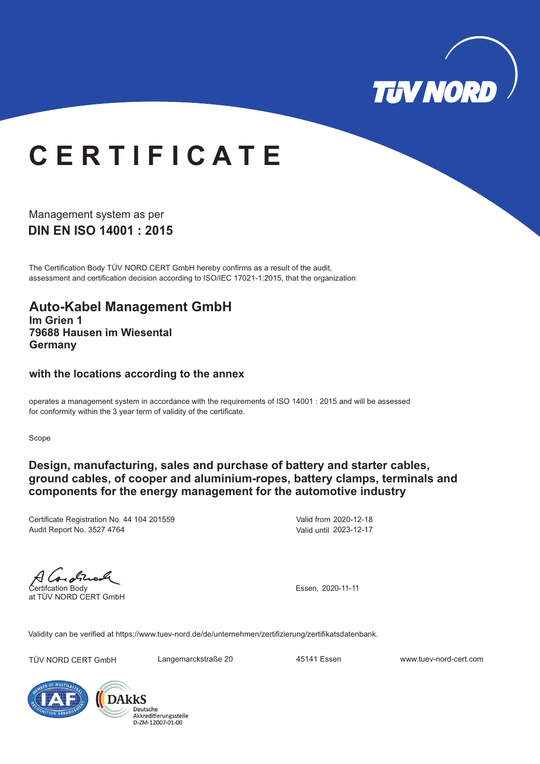TÜV NORD

# CERTIFICATE

Management system as per
**DIN EN ISO 14001 : 2015**

The Certification Body TÜV NORD CERT GmbH hereby confirms as a result of the audit, assessment and certification decision according to ISO/IEC 17021-1:2015, that the organization

## Auto-Kabel Management GmbH

**Im Grien 1**
**79688 Hausen im Wiesental**
**Germany**

**with the locations according to the annex**

operates a management system in accordance with the requirements of ISO 14001 : 2015 and will be assessed for conformity within the 3 year term of validity of the certificate.

Scope

**Design, manufacturing, sales and purchase of battery and starter cables, ground cables, of cooper and aluminium-ropes, battery clamps, terminals and components for the energy management for the automotive industry**

Certificate Registration No. 44 104 201559
Audit Report No. 3527 4764

Valid from 2020-12-18
Valid until 2023-12-17

Certifcation Body
at TÜV NORD CERT GmbH

Essen, 2020-11-11

Validity can be verified at https://www.tuev-nord.de/de/unternehmen/zertifizierung/zertifikatsdatenbank.

TÜV NORD CERT GmbH Langemarckstraße 20 45141 Essen www.tuev-nord-cert.com

IAF – Member of Multilateral Recognition Arrangement

DAkkS Deutsche Akkreditierungsstelle D-ZM-12007-01-00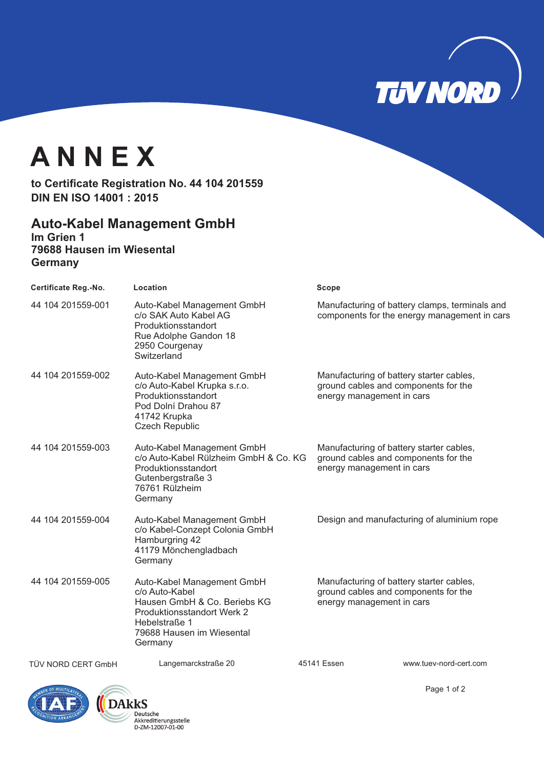# ANNEX

**to Certificate Registration No. 44 104 201559**
**DIN EN ISO 14001 : 2015**

## Auto-Kabel Management GmbH

**Im Grien 1**
**79688 Hausen im Wiesental**
**Germany**

| Certificate Reg.-No. | Location | Scope |
|---|---|---|
| 44 104 201559-001 | Auto-Kabel Management GmbH<br>c/o SAK Auto Kabel AG<br>Produktionsstandort<br>Rue Adolphe Gandon 18<br>2950 Courgenay<br>Switzerland | Manufacturing of battery clamps, terminals and components for the energy management in cars |
| 44 104 201559-002 | Auto-Kabel Management GmbH<br>c/o Auto-Kabel Krupka s.r.o.<br>Produktionsstandort<br>Pod Dolní Drahou 87<br>41742 Krupka<br>Czech Republic | Manufacturing of battery starter cables, ground cables and components for the energy management in cars |
| 44 104 201559-003 | Auto-Kabel Management GmbH<br>c/o Auto-Kabel Rülzheim GmbH & Co. KG<br>Produktionsstandort<br>Gutenbergstraße 3<br>76761 Rülzheim<br>Germany | Manufacturing of battery starter cables, ground cables and components for the energy management in cars |
| 44 104 201559-004 | Auto-Kabel Management GmbH<br>c/o Kabel-Conzept Colonia GmbH<br>Hamburgring 42<br>41179 Mönchengladbach<br>Germany | Design and manufacturing of aluminium rope |
| 44 104 201559-005 | Auto-Kabel Management GmbH<br>c/o Auto-Kabel<br>Hausen GmbH & Co. Beriebs KG<br>Produktionsstandort Werk 2<br>Hebelstraße 1<br>79688 Hausen im Wiesental<br>Germany | Manufacturing of battery starter cables, ground cables and components for the energy management in cars |

TÜV NORD CERT GmbH Langemarckstraße 20 45141 Essen www.tuev-nord-cert.com

DAkkS Deutsche Akkreditierungsstelle D-ZM-12007-01-00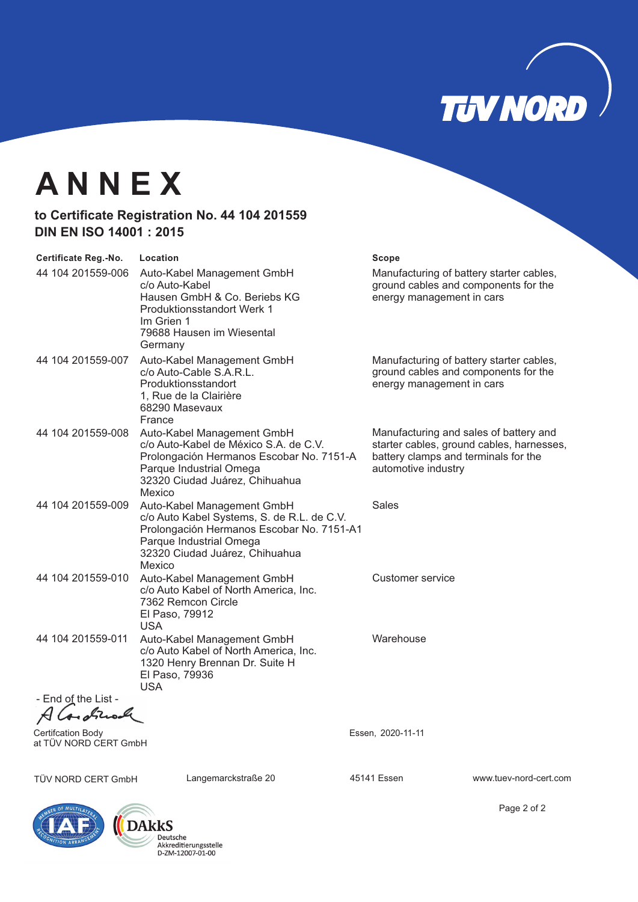# ANNEX

**to Certificate Registration No. 44 104 201559**
**DIN EN ISO 14001 : 2015**

| Certificate Reg.-No. | Location | Scope |
|---|---|---|
| 44 104 201559-006 | Auto-Kabel Management GmbH<br>c/o Auto-Kabel<br>Hausen GmbH & Co. Beriebs KG<br>Produktionsstandort Werk 1<br>Im Grien 1<br>79688 Hausen im Wiesental<br>Germany | Manufacturing of battery starter cables, ground cables and components for the energy management in cars |
| 44 104 201559-007 | Auto-Kabel Management GmbH<br>c/o Auto-Cable S.A.R.L.<br>Produktionsstandort<br>1, Rue de la Clairière<br>68290 Masevaux<br>France | Manufacturing of battery starter cables, ground cables and components for the energy management in cars |
| 44 104 201559-008 | Auto-Kabel Management GmbH<br>c/o Auto-Kabel de México S.A. de C.V.<br>Prolongación Hermanos Escobar No. 7151-A<br>Parque Industrial Omega<br>32320 Ciudad Juárez, Chihuahua<br>Mexico | Manufacturing and sales of battery and starter cables, ground cables, harnesses, battery clamps and terminals for the automotive industry |
| 44 104 201559-009 | Auto-Kabel Management GmbH<br>c/o Auto Kabel Systems, S. de R.L. de C.V.<br>Prolongación Hermanos Escobar No. 7151-A1<br>Parque Industrial Omega<br>32320 Ciudad Juárez, Chihuahua<br>Mexico | Sales |
| 44 104 201559-010 | Auto-Kabel Management GmbH<br>c/o Auto Kabel of North America, Inc.<br>7362 Remcon Circle<br>El Paso, 79912<br>USA | Customer service |
| 44 104 201559-011 | Auto-Kabel Management GmbH<br>c/o Auto Kabel of North America, Inc.<br>1320 Henry Brennan Dr. Suite H<br>El Paso, 79936<br>USA | Warehouse |

- End of the List -

Certifcation Body
at TÜV NORD CERT GmbH

Essen, 2020-11-11

TÜV NORD CERT GmbH | Langemarckstraße 20 | 45141 Essen | www.tuev-nord-cert.com

DAkkS Deutsche Akkreditierungsstelle D-ZM-12007-01-00